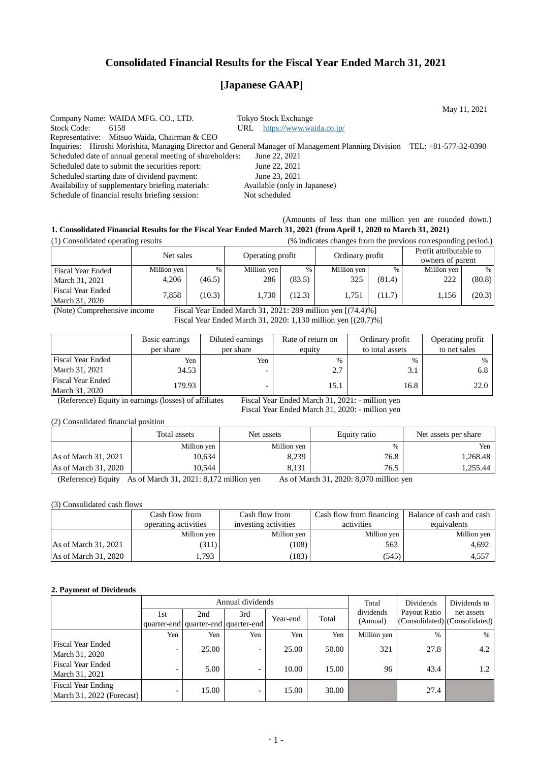# Consolidated Financial Results for the Fiscal Year Ended March 31, 2021

# [Japanese GAAP]

May 11, 2021

Company Name: WAIDA MFG. CO., LTD. Tokyo Stock Exchange
Stock Code: 6158 URL https://www.waida.co.jp/
Representative: Mitsuo Waida, Chairman & CEO
Inquiries: Hiroshi Morishita, Managing Director and General Manager of Management Planning Division TEL: +81-577-32-0390
Scheduled date of annual general meeting of shareholders: June 22, 2021
Scheduled date to submit the securities report: June 22, 2021
Scheduled starting date of dividend payment: June 23, 2021
Availability of supplementary briefing materials: Available (only in Japanese)
Schedule of financial results briefing session: Not scheduled

(Amounts of less than one million yen are rounded down.)

**1. Consolidated Financial Results for the Fiscal Year Ended March 31, 2021 (from April 1, 2020 to March 31, 2021)**

(1) Consolidated operating results (% indicates changes from the previous corresponding period.)

| | Net sales | | Operating profit | | Ordinary profit | | Profit attributable to owners of parent | |
|---|---|---|---|---|---|---|---|---|
| | Million yen | % | Million yen | % | Million yen | % | Million yen | % |
| Fiscal Year Ended March 31, 2021 | 4,206 | (46.5) | 286 | (83.5) | 325 | (81.4) | 222 | (80.8) |
| Fiscal Year Ended March 31, 2020 | 7,858 | (10.3) | 1,730 | (12.3) | 1,751 | (11.7) | 1,156 | (20.3) |

(Note) Comprehensive income Fiscal Year Ended March 31, 2021: 289 million yen [(74.4)%]
Fiscal Year Ended March 31, 2020: 1,130 million yen [(20.7)%]

| | Basic earnings per share | Diluted earnings per share | Rate of return on equity | Ordinary profit to total assets | Operating profit to net sales |
|---|---|---|---|---|---|
| | Yen | Yen | % | % | % |
| Fiscal Year Ended March 31, 2021 | 34.53 | - | 2.7 | 3.1 | 6.8 |
| Fiscal Year Ended March 31, 2020 | 179.93 | - | 15.1 | 16.8 | 22.0 |

(Reference) Equity in earnings (losses) of affiliates Fiscal Year Ended March 31, 2021: - million yen
Fiscal Year Ended March 31, 2020: - million yen

(2) Consolidated financial position

| | Total assets | Net assets | Equity ratio | Net assets per share |
|---|---|---|---|---|
| | Million yen | Million yen | % | Yen |
| As of March 31, 2021 | 10,634 | 8,239 | 76.8 | 1,268.48 |
| As of March 31, 2020 | 10,544 | 8,131 | 76.5 | 1,255.44 |

(Reference) Equity As of March 31, 2021: 8,172 million yen As of March 31, 2020: 8,070 million yen

(3) Consolidated cash flows

| | Cash flow from operating activities | Cash flow from investing activities | Cash flow from financing activities | Balance of cash and cash equivalents |
|---|---|---|---|---|
| | Million yen | Million yen | Million yen | Million yen |
| As of March 31, 2021 | (311) | (108) | 563 | 4,692 |
| As of March 31, 2020 | 1,793 | (183) | (545) | 4,557 |

**2. Payment of Dividends**

| | Annual dividends | | | | | Total dividends (Annual) | Dividends Payout Ratio (Consolidated) | Dividends to net assets (Consolidated) |
|---|---|---|---|---|---|---|---|---|
| | 1st quarter-end | 2nd quarter-end | 3rd quarter-end | Year-end | Total | | | |
| | Yen | Yen | Yen | Yen | Yen | Million yen | % | % |
| Fiscal Year Ended March 31, 2020 | - | 25.00 | - | 25.00 | 50.00 | 321 | 27.8 | 4.2 |
| Fiscal Year Ended March 31, 2021 | - | 5.00 | - | 10.00 | 15.00 | 96 | 43.4 | 1.2 |
| Fiscal Year Ending March 31, 2022 (Forecast) | - | 15.00 | - | 15.00 | 30.00 | | 27.4 | |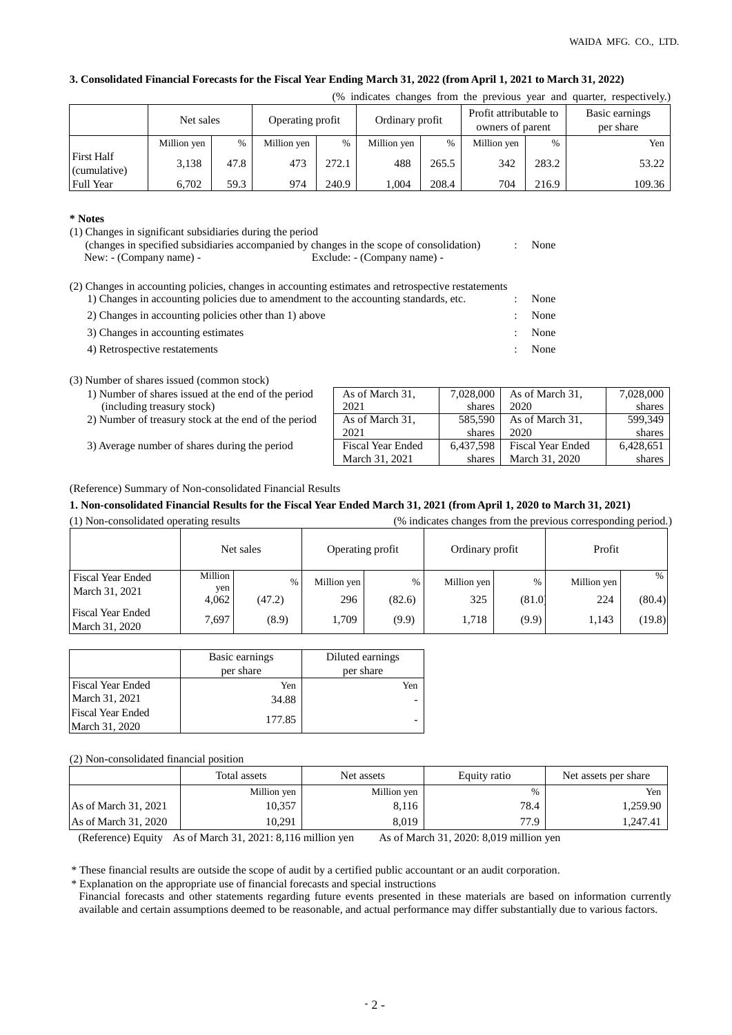### 3. Consolidated Financial Forecasts for the Fiscal Year Ending March 31, 2022 (from April 1, 2021 to March 31, 2022)

(% indicates changes from the previous year and quarter, respectively.)

| | Net sales | | Operating profit | | Ordinary profit | | Profit attributable to owners of parent | | Basic earnings per share |
|---|---|---|---|---|---|---|---|---|---|
| | Million yen | % | Million yen | % | Million yen | % | Million yen | % | Yen |
| First Half (cumulative) | 3,138 | 47.8 | 473 | 272.1 | 488 | 265.5 | 342 | 283.2 | 53.22 |
| Full Year | 6,702 | 59.3 | 974 | 240.9 | 1,004 | 208.4 | 704 | 216.9 | 109.36 |

**\* Notes**

(1) Changes in significant subsidiaries during the period
(changes in specified subsidiaries accompanied by changes in the scope of consolidation) : None
New: - (Company name) - Exclude: - (Company name) -

(2) Changes in accounting policies, changes in accounting estimates and retrospective restatements
1) Changes in accounting policies due to amendment to the accounting standards, etc. : None
2) Changes in accounting policies other than 1) above : None
3) Changes in accounting estimates : None
4) Retrospective restatements : None

(3) Number of shares issued (common stock)

| | | | | |
|---|---|---|---|---|
| 1) Number of shares issued at the end of the period (including treasury stock) | As of March 31, 2021 | 7,028,000 shares | As of March 31, 2020 | 7,028,000 shares |
| 2) Number of treasury stock at the end of the period | As of March 31, 2021 | 585,590 shares | As of March 31, 2020 | 599,349 shares |
| 3) Average number of shares during the period | Fiscal Year Ended March 31, 2021 | 6,437,598 shares | Fiscal Year Ended March 31, 2020 | 6,428,651 shares |

(Reference) Summary of Non-consolidated Financial Results

### 1. Non-consolidated Financial Results for the Fiscal Year Ended March 31, 2021 (from April 1, 2020 to March 31, 2021)

(1) Non-consolidated operating results (% indicates changes from the previous corresponding period.)

| | Net sales | | Operating profit | | Ordinary profit | | Profit | |
|---|---|---|---|---|---|---|---|---|
| | Million yen | % | Million yen | % | Million yen | % | Million yen | % |
| Fiscal Year Ended March 31, 2021 | 4,062 | (47.2) | 296 | (82.6) | 325 | (81.0) | 224 | (80.4) |
| Fiscal Year Ended March 31, 2020 | 7,697 | (8.9) | 1,709 | (9.9) | 1,718 | (9.9) | 1,143 | (19.8) |

| | Basic earnings per share | Diluted earnings per share |
|---|---|---|
| | Yen | Yen |
| Fiscal Year Ended March 31, 2021 | 34.88 | - |
| Fiscal Year Ended March 31, 2020 | 177.85 | - |

(2) Non-consolidated financial position

| | Total assets | Net assets | Equity ratio | Net assets per share |
|---|---|---|---|---|
| | Million yen | Million yen | % | Yen |
| As of March 31, 2021 | 10,357 | 8,116 | 78.4 | 1,259.90 |
| As of March 31, 2020 | 10,291 | 8,019 | 77.9 | 1,247.41 |

(Reference) Equity As of March 31, 2021: 8,116 million yen As of March 31, 2020: 8,019 million yen

\* These financial results are outside the scope of audit by a certified public accountant or an audit corporation.

\* Explanation on the appropriate use of financial forecasts and special instructions

Financial forecasts and other statements regarding future events presented in these materials are based on information currently available and certain assumptions deemed to be reasonable, and actual performance may differ substantially due to various factors.